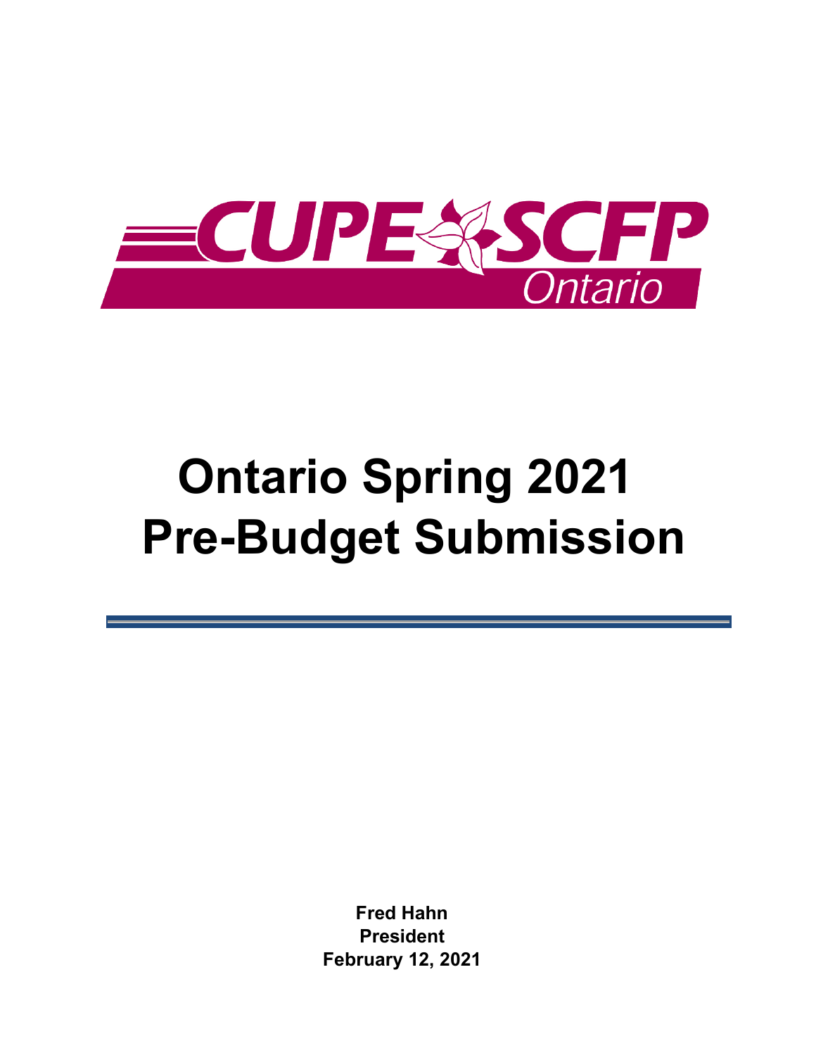CUPE SCFP Ontario

# Ontario Spring 2021 Pre-Budget Submission

**Fred Hahn**
**President**
**February 12, 2021**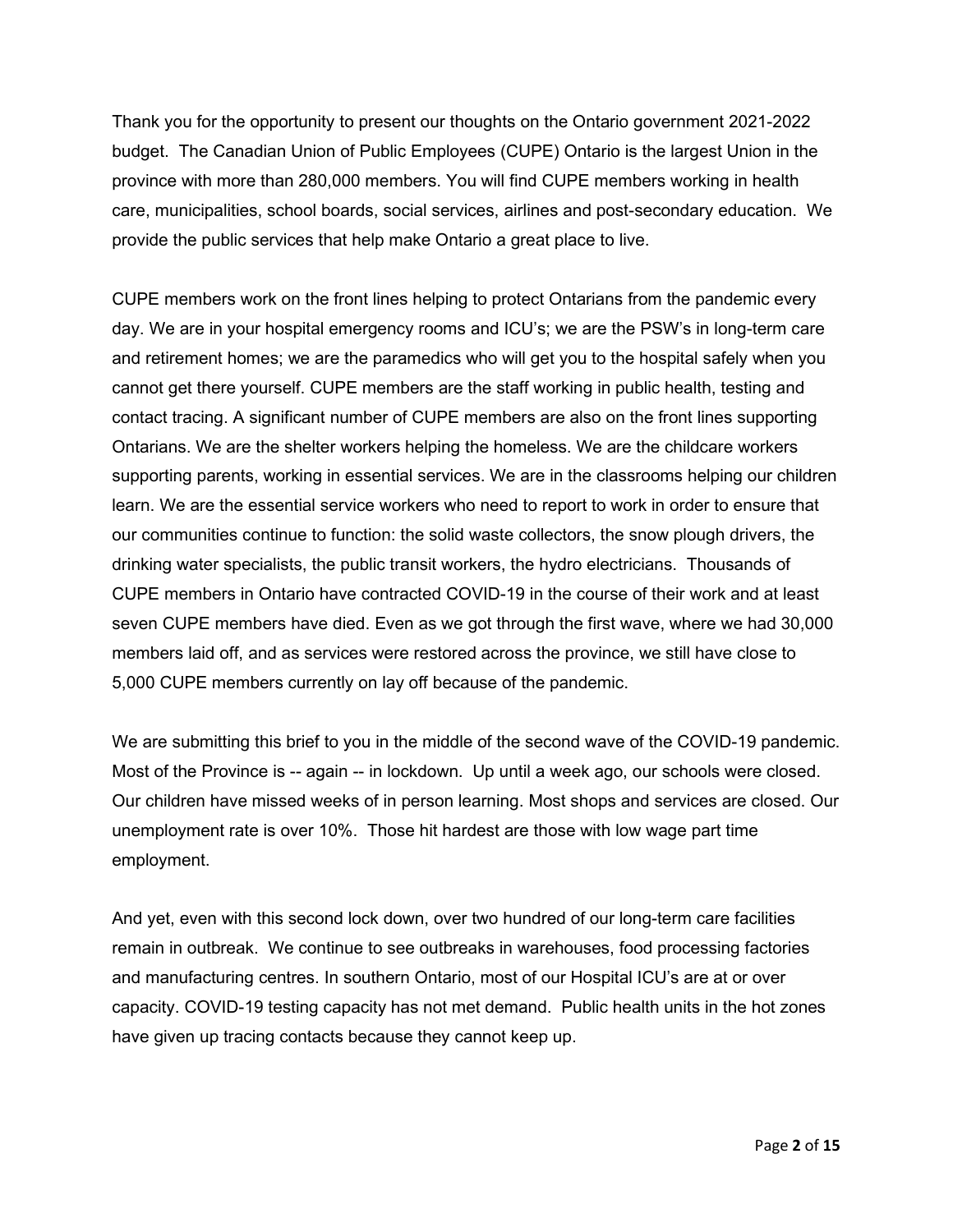Thank you for the opportunity to present our thoughts on the Ontario government 2021-2022 budget. The Canadian Union of Public Employees (CUPE) Ontario is the largest Union in the province with more than 280,000 members. You will find CUPE members working in health care, municipalities, school boards, social services, airlines and post-secondary education. We provide the public services that help make Ontario a great place to live.

CUPE members work on the front lines helping to protect Ontarians from the pandemic every day. We are in your hospital emergency rooms and ICU's; we are the PSW's in long-term care and retirement homes; we are the paramedics who will get you to the hospital safely when you cannot get there yourself. CUPE members are the staff working in public health, testing and contact tracing. A significant number of CUPE members are also on the front lines supporting Ontarians. We are the shelter workers helping the homeless. We are the childcare workers supporting parents, working in essential services. We are in the classrooms helping our children learn. We are the essential service workers who need to report to work in order to ensure that our communities continue to function: the solid waste collectors, the snow plough drivers, the drinking water specialists, the public transit workers, the hydro electricians. Thousands of CUPE members in Ontario have contracted COVID-19 in the course of their work and at least seven CUPE members have died. Even as we got through the first wave, where we had 30,000 members laid off, and as services were restored across the province, we still have close to 5,000 CUPE members currently on lay off because of the pandemic.

We are submitting this brief to you in the middle of the second wave of the COVID-19 pandemic. Most of the Province is -- again -- in lockdown. Up until a week ago, our schools were closed. Our children have missed weeks of in person learning. Most shops and services are closed. Our unemployment rate is over 10%. Those hit hardest are those with low wage part time employment.

And yet, even with this second lock down, over two hundred of our long-term care facilities remain in outbreak. We continue to see outbreaks in warehouses, food processing factories and manufacturing centres. In southern Ontario, most of our Hospital ICU's are at or over capacity. COVID-19 testing capacity has not met demand. Public health units in the hot zones have given up tracing contacts because they cannot keep up.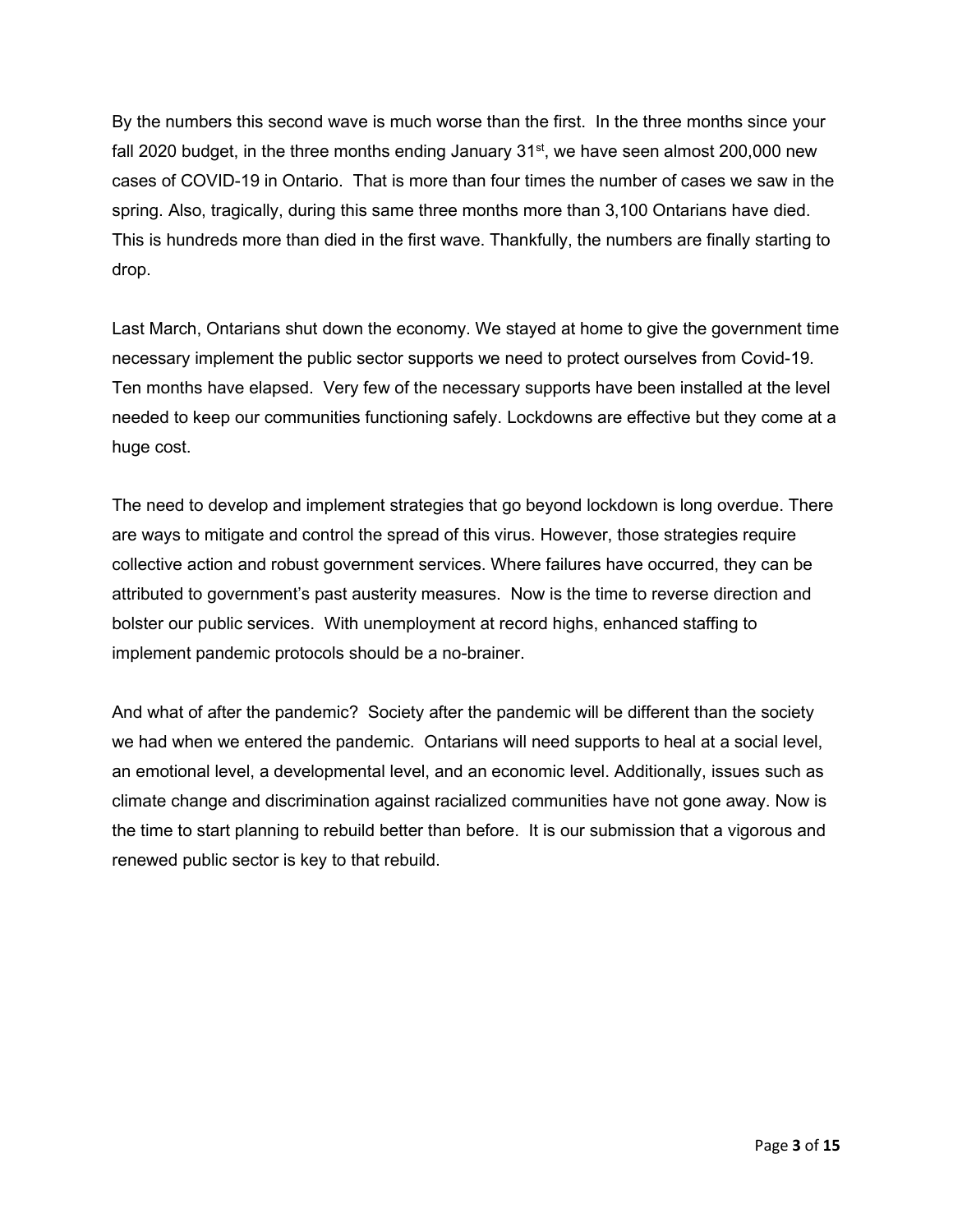By the numbers this second wave is much worse than the first. In the three months since your fall 2020 budget, in the three months ending January 31st, we have seen almost 200,000 new cases of COVID-19 in Ontario. That is more than four times the number of cases we saw in the spring. Also, tragically, during this same three months more than 3,100 Ontarians have died. This is hundreds more than died in the first wave. Thankfully, the numbers are finally starting to drop.

Last March, Ontarians shut down the economy. We stayed at home to give the government time necessary implement the public sector supports we need to protect ourselves from Covid-19. Ten months have elapsed. Very few of the necessary supports have been installed at the level needed to keep our communities functioning safely. Lockdowns are effective but they come at a huge cost.

The need to develop and implement strategies that go beyond lockdown is long overdue. There are ways to mitigate and control the spread of this virus. However, those strategies require collective action and robust government services. Where failures have occurred, they can be attributed to government's past austerity measures. Now is the time to reverse direction and bolster our public services. With unemployment at record highs, enhanced staffing to implement pandemic protocols should be a no-brainer.

And what of after the pandemic? Society after the pandemic will be different than the society we had when we entered the pandemic. Ontarians will need supports to heal at a social level, an emotional level, a developmental level, and an economic level. Additionally, issues such as climate change and discrimination against racialized communities have not gone away. Now is the time to start planning to rebuild better than before. It is our submission that a vigorous and renewed public sector is key to that rebuild.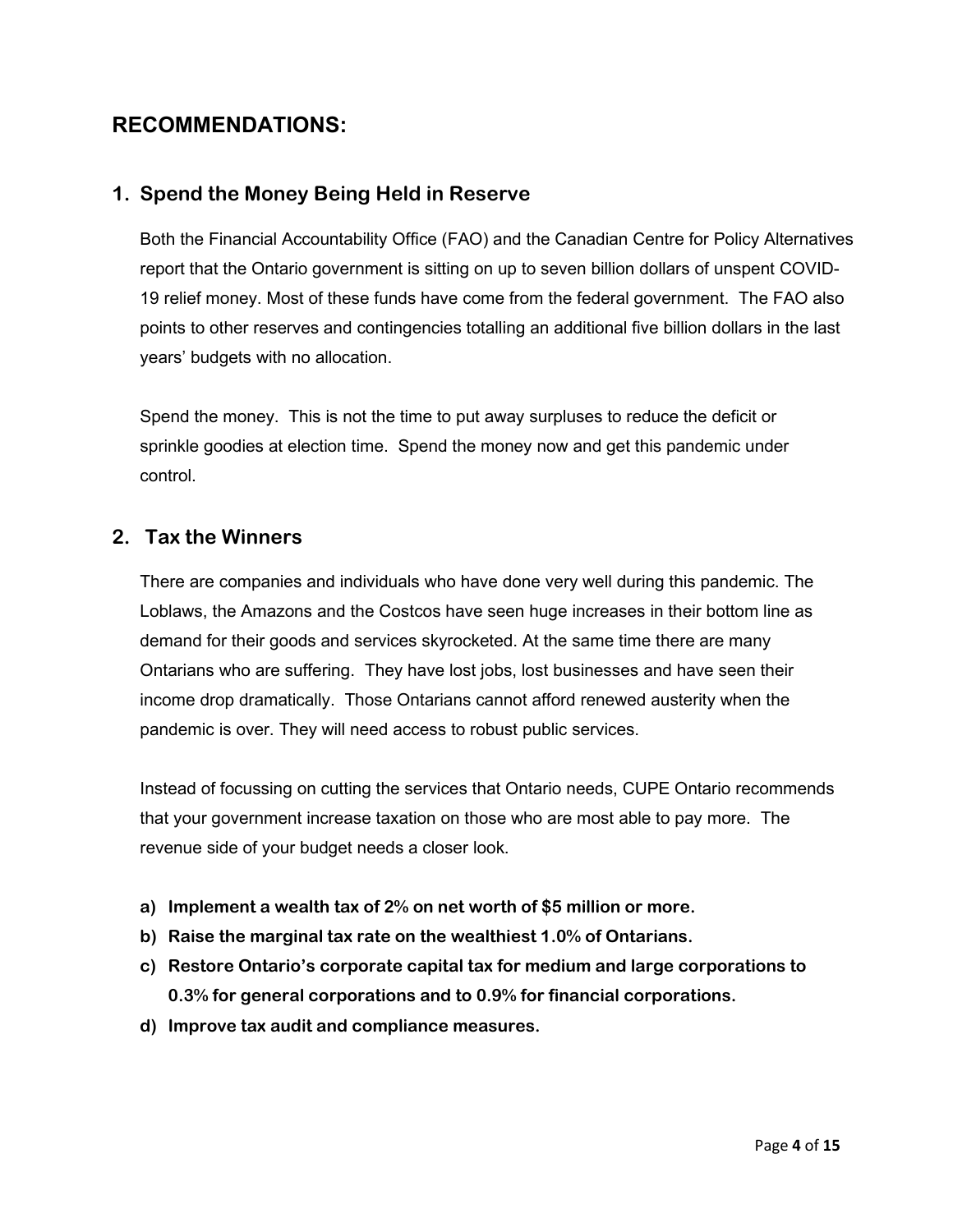# RECOMMENDATIONS:

## 1. Spend the Money Being Held in Reserve

Both the Financial Accountability Office (FAO) and the Canadian Centre for Policy Alternatives report that the Ontario government is sitting on up to seven billion dollars of unspent COVID-19 relief money. Most of these funds have come from the federal government. The FAO also points to other reserves and contingencies totalling an additional five billion dollars in the last years' budgets with no allocation.

Spend the money. This is not the time to put away surpluses to reduce the deficit or sprinkle goodies at election time. Spend the money now and get this pandemic under control.

## 2. Tax the Winners

There are companies and individuals who have done very well during this pandemic. The Loblaws, the Amazons and the Costcos have seen huge increases in their bottom line as demand for their goods and services skyrocketed. At the same time there are many Ontarians who are suffering. They have lost jobs, lost businesses and have seen their income drop dramatically. Those Ontarians cannot afford renewed austerity when the pandemic is over. They will need access to robust public services.

Instead of focussing on cutting the services that Ontario needs, CUPE Ontario recommends that your government increase taxation on those who are most able to pay more. The revenue side of your budget needs a closer look.

a) **Implement a wealth tax of 2% on net worth of $5 million or more.**
b) **Raise the marginal tax rate on the wealthiest 1.0% of Ontarians.**
c) **Restore Ontario's corporate capital tax for medium and large corporations to 0.3% for general corporations and to 0.9% for financial corporations.**
d) **Improve tax audit and compliance measures.**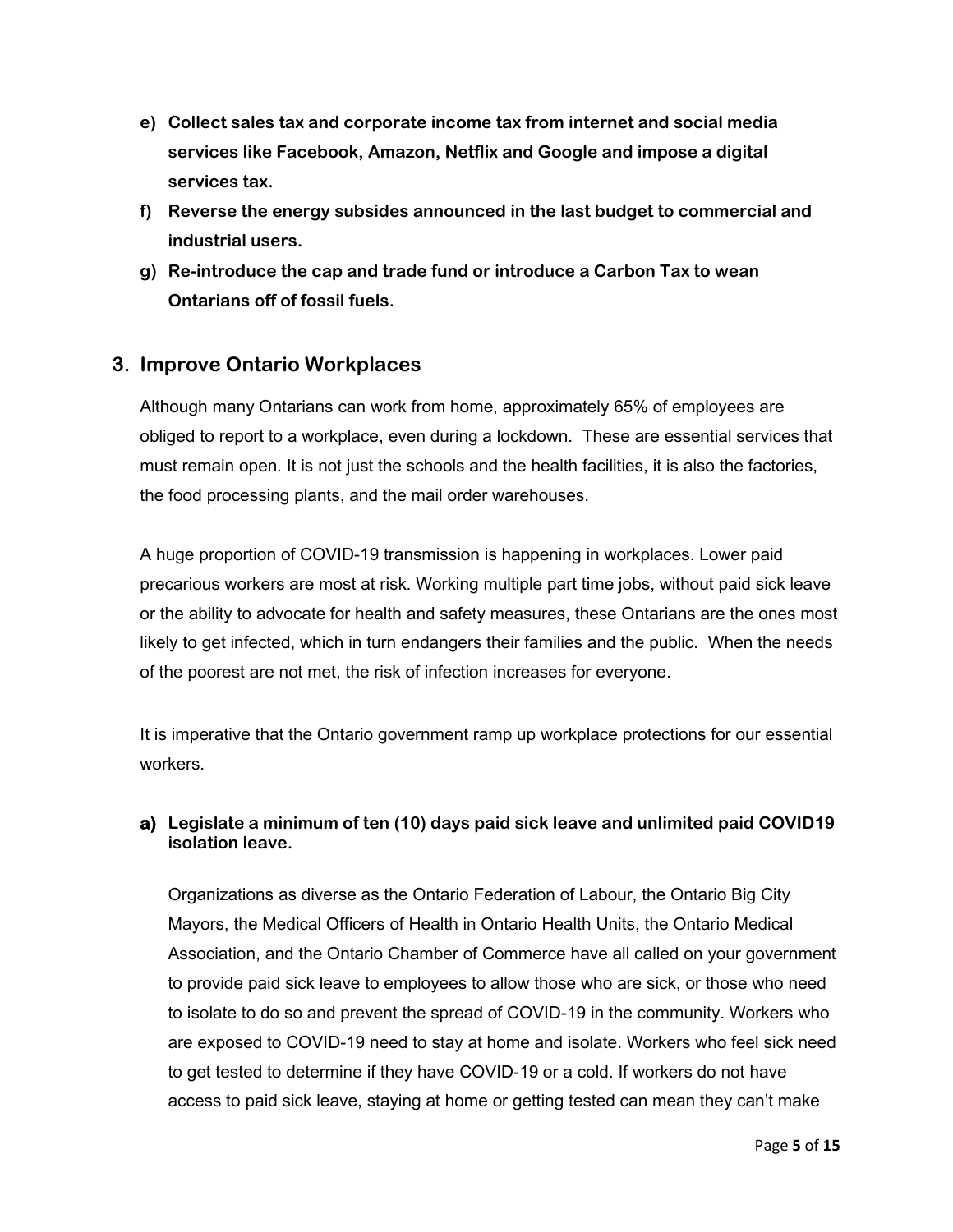e) **Collect sales tax and corporate income tax from internet and social media services like Facebook, Amazon, Netflix and Google and impose a digital services tax.**
f) **Reverse the energy subsides announced in the last budget to commercial and industrial users.**
g) **Re-introduce the cap and trade fund or introduce a Carbon Tax to wean Ontarians off of fossil fuels.**

## 3. Improve Ontario Workplaces

Although many Ontarians can work from home, approximately 65% of employees are obliged to report to a workplace, even during a lockdown. These are essential services that must remain open. It is not just the schools and the health facilities, it is also the factories, the food processing plants, and the mail order warehouses.

A huge proportion of COVID-19 transmission is happening in workplaces. Lower paid precarious workers are most at risk. Working multiple part time jobs, without paid sick leave or the ability to advocate for health and safety measures, these Ontarians are the ones most likely to get infected, which in turn endangers their families and the public. When the needs of the poorest are not met, the risk of infection increases for everyone.

It is imperative that the Ontario government ramp up workplace protections for our essential workers.

### a) Legislate a minimum of ten (10) days paid sick leave and unlimited paid COVID19 isolation leave.

Organizations as diverse as the Ontario Federation of Labour, the Ontario Big City Mayors, the Medical Officers of Health in Ontario Health Units, the Ontario Medical Association, and the Ontario Chamber of Commerce have all called on your government to provide paid sick leave to employees to allow those who are sick, or those who need to isolate to do so and prevent the spread of COVID-19 in the community. Workers who are exposed to COVID-19 need to stay at home and isolate. Workers who feel sick need to get tested to determine if they have COVID-19 or a cold. If workers do not have access to paid sick leave, staying at home or getting tested can mean they can't make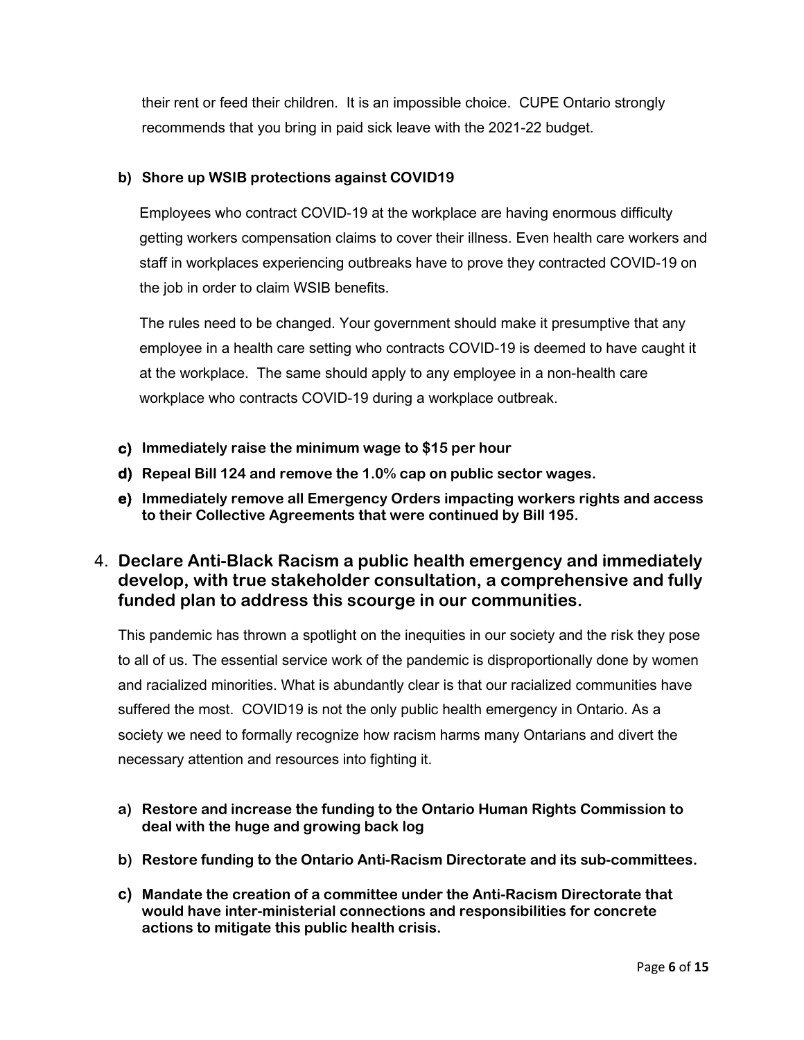their rent or feed their children. It is an impossible choice. CUPE Ontario strongly recommends that you bring in paid sick leave with the 2021-22 budget.

**b) Shore up WSIB protections against COVID19**

Employees who contract COVID-19 at the workplace are having enormous difficulty getting workers compensation claims to cover their illness. Even health care workers and staff in workplaces experiencing outbreaks have to prove they contracted COVID-19 on the job in order to claim WSIB benefits.

The rules need to be changed. Your government should make it presumptive that any employee in a health care setting who contracts COVID-19 is deemed to have caught it at the workplace. The same should apply to any employee in a non-health care workplace who contracts COVID-19 during a workplace outbreak.

**c) Immediately raise the minimum wage to $15 per hour**

**d) Repeal Bill 124 and remove the 1.0% cap on public sector wages.**

**e) Immediately remove all Emergency Orders impacting workers rights and access to their Collective Agreements that were continued by Bill 195.**

## 4. Declare Anti-Black Racism a public health emergency and immediately develop, with true stakeholder consultation, a comprehensive and fully funded plan to address this scourge in our communities.

This pandemic has thrown a spotlight on the inequities in our society and the risk they pose to all of us. The essential service work of the pandemic is disproportionally done by women and racialized minorities. What is abundantly clear is that our racialized communities have suffered the most. COVID19 is not the only public health emergency in Ontario. As a society we need to formally recognize how racism harms many Ontarians and divert the necessary attention and resources into fighting it.

**a) Restore and increase the funding to the Ontario Human Rights Commission to deal with the huge and growing back log**

**b) Restore funding to the Ontario Anti-Racism Directorate and its sub-committees.**

**c) Mandate the creation of a committee under the Anti-Racism Directorate that would have inter-ministerial connections and responsibilities for concrete actions to mitigate this public health crisis.**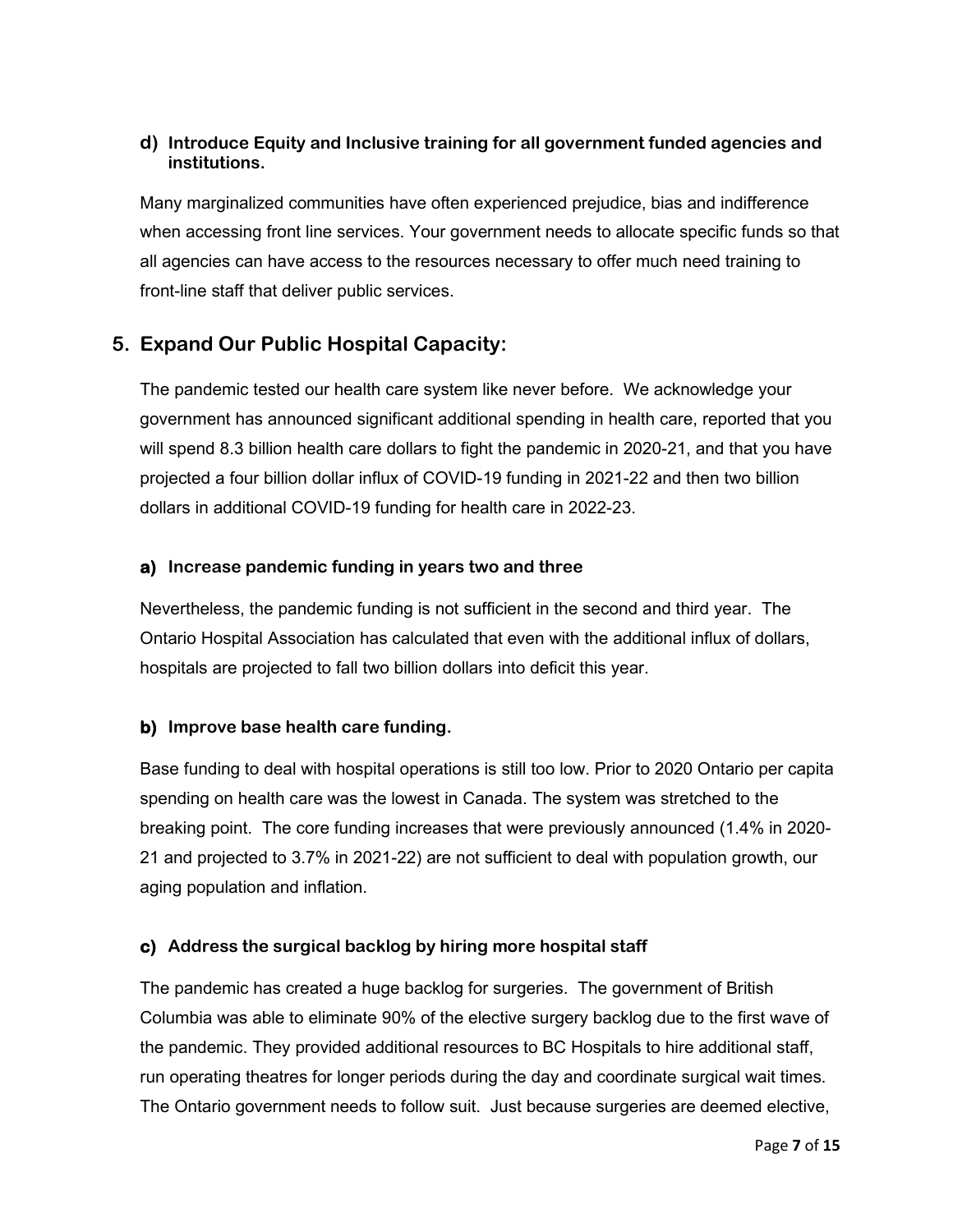#### d) Introduce Equity and Inclusive training for all government funded agencies and institutions.

Many marginalized communities have often experienced prejudice, bias and indifference when accessing front line services. Your government needs to allocate specific funds so that all agencies can have access to the resources necessary to offer much need training to front-line staff that deliver public services.

## 5. Expand Our Public Hospital Capacity:

The pandemic tested our health care system like never before. We acknowledge your government has announced significant additional spending in health care, reported that you will spend 8.3 billion health care dollars to fight the pandemic in 2020-21, and that you have projected a four billion dollar influx of COVID-19 funding in 2021-22 and then two billion dollars in additional COVID-19 funding for health care in 2022-23.

#### a) Increase pandemic funding in years two and three

Nevertheless, the pandemic funding is not sufficient in the second and third year. The Ontario Hospital Association has calculated that even with the additional influx of dollars, hospitals are projected to fall two billion dollars into deficit this year.

#### b) Improve base health care funding.

Base funding to deal with hospital operations is still too low. Prior to 2020 Ontario per capita spending on health care was the lowest in Canada. The system was stretched to the breaking point. The core funding increases that were previously announced (1.4% in 2020-21 and projected to 3.7% in 2021-22) are not sufficient to deal with population growth, our aging population and inflation.

#### c) Address the surgical backlog by hiring more hospital staff

The pandemic has created a huge backlog for surgeries. The government of British Columbia was able to eliminate 90% of the elective surgery backlog due to the first wave of the pandemic. They provided additional resources to BC Hospitals to hire additional staff, run operating theatres for longer periods during the day and coordinate surgical wait times. The Ontario government needs to follow suit. Just because surgeries are deemed elective,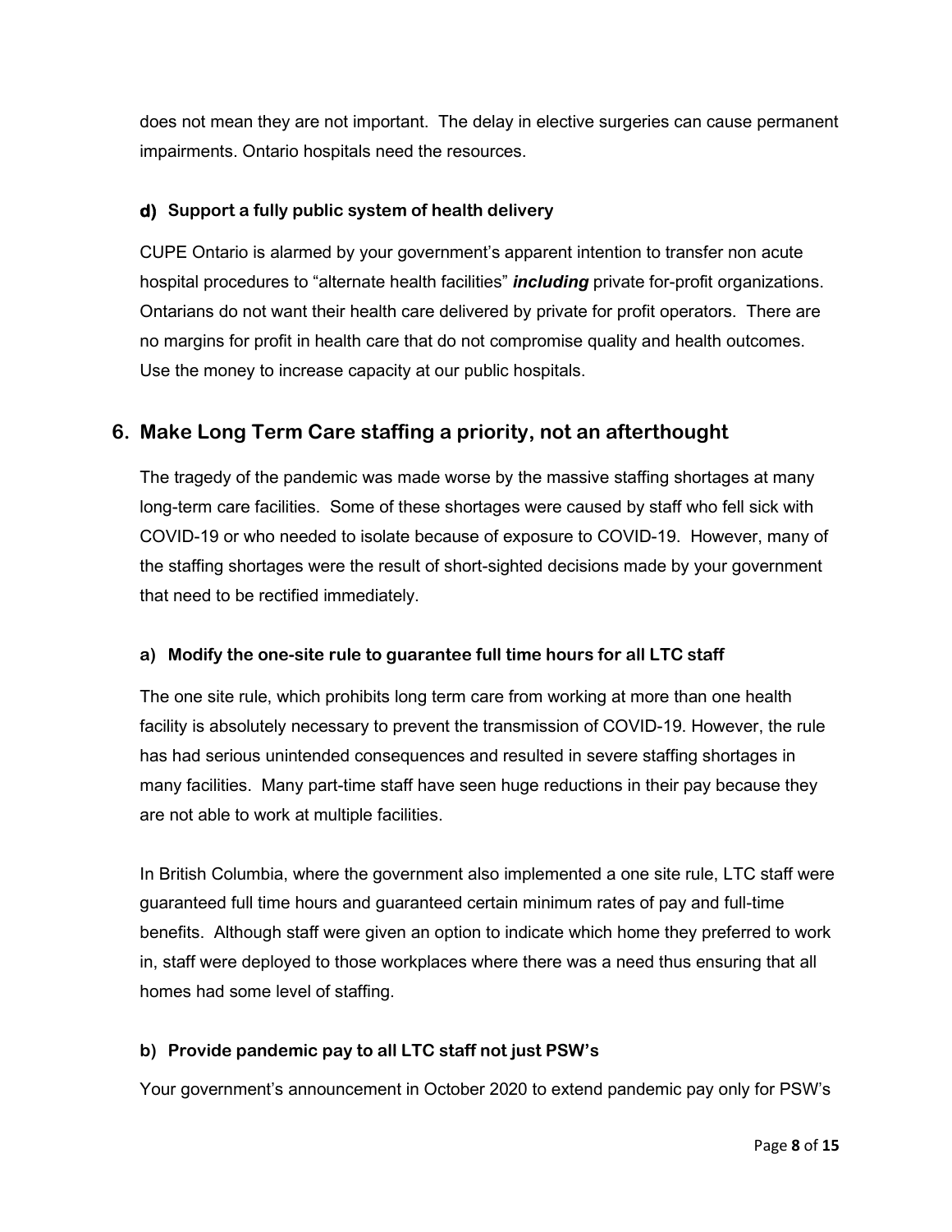does not mean they are not important. The delay in elective surgeries can cause permanent impairments. Ontario hospitals need the resources.

### d) Support a fully public system of health delivery

CUPE Ontario is alarmed by your government's apparent intention to transfer non acute hospital procedures to "alternate health facilities" ***including*** private for-profit organizations. Ontarians do not want their health care delivered by private for profit operators. There are no margins for profit in health care that do not compromise quality and health outcomes. Use the money to increase capacity at our public hospitals.

## 6. Make Long Term Care staffing a priority, not an afterthought

The tragedy of the pandemic was made worse by the massive staffing shortages at many long-term care facilities. Some of these shortages were caused by staff who fell sick with COVID-19 or who needed to isolate because of exposure to COVID-19. However, many of the staffing shortages were the result of short-sighted decisions made by your government that need to be rectified immediately.

### a) Modify the one-site rule to guarantee full time hours for all LTC staff

The one site rule, which prohibits long term care from working at more than one health facility is absolutely necessary to prevent the transmission of COVID-19. However, the rule has had serious unintended consequences and resulted in severe staffing shortages in many facilities. Many part-time staff have seen huge reductions in their pay because they are not able to work at multiple facilities.

In British Columbia, where the government also implemented a one site rule, LTC staff were guaranteed full time hours and guaranteed certain minimum rates of pay and full-time benefits. Although staff were given an option to indicate which home they preferred to work in, staff were deployed to those workplaces where there was a need thus ensuring that all homes had some level of staffing.

### b) Provide pandemic pay to all LTC staff not just PSW's

Your government's announcement in October 2020 to extend pandemic pay only for PSW's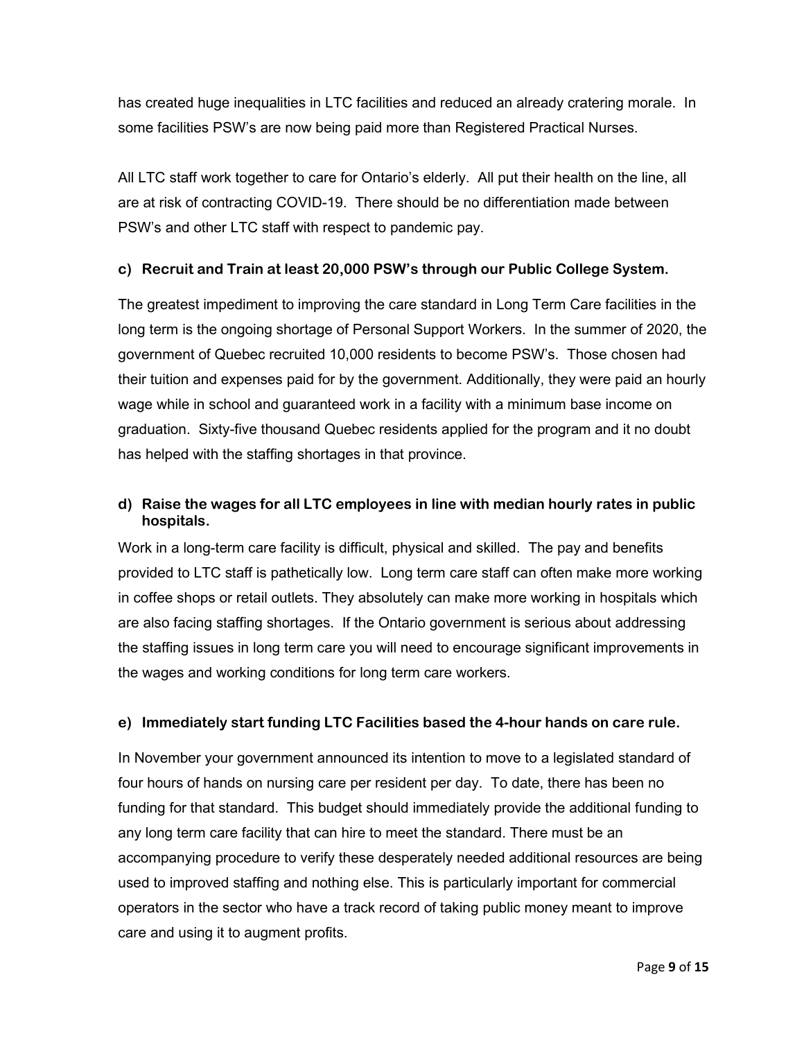has created huge inequalities in LTC facilities and reduced an already cratering morale. In some facilities PSW's are now being paid more than Registered Practical Nurses.

All LTC staff work together to care for Ontario's elderly. All put their health on the line, all are at risk of contracting COVID-19. There should be no differentiation made between PSW's and other LTC staff with respect to pandemic pay.

### c) Recruit and Train at least 20,000 PSW's through our Public College System.

The greatest impediment to improving the care standard in Long Term Care facilities in the long term is the ongoing shortage of Personal Support Workers. In the summer of 2020, the government of Quebec recruited 10,000 residents to become PSW's. Those chosen had their tuition and expenses paid for by the government. Additionally, they were paid an hourly wage while in school and guaranteed work in a facility with a minimum base income on graduation. Sixty-five thousand Quebec residents applied for the program and it no doubt has helped with the staffing shortages in that province.

### d) Raise the wages for all LTC employees in line with median hourly rates in public hospitals.

Work in a long-term care facility is difficult, physical and skilled. The pay and benefits provided to LTC staff is pathetically low. Long term care staff can often make more working in coffee shops or retail outlets. They absolutely can make more working in hospitals which are also facing staffing shortages. If the Ontario government is serious about addressing the staffing issues in long term care you will need to encourage significant improvements in the wages and working conditions for long term care workers.

### e) Immediately start funding LTC Facilities based the 4-hour hands on care rule.

In November your government announced its intention to move to a legislated standard of four hours of hands on nursing care per resident per day. To date, there has been no funding for that standard. This budget should immediately provide the additional funding to any long term care facility that can hire to meet the standard. There must be an accompanying procedure to verify these desperately needed additional resources are being used to improved staffing and nothing else. This is particularly important for commercial operators in the sector who have a track record of taking public money meant to improve care and using it to augment profits.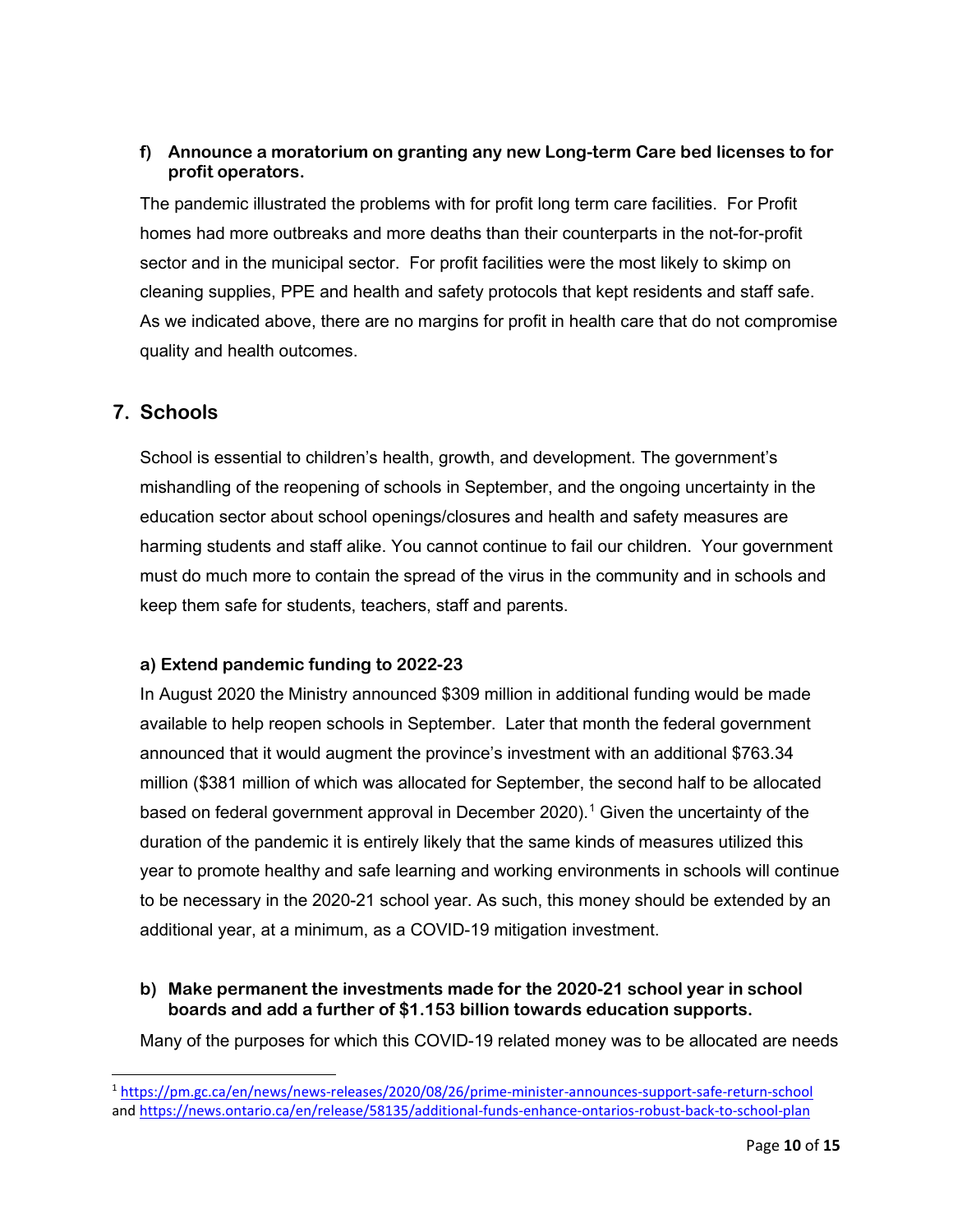#### f) Announce a moratorium on granting any new Long-term Care bed licenses to for profit operators.

The pandemic illustrated the problems with for profit long term care facilities. For Profit homes had more outbreaks and more deaths than their counterparts in the not-for-profit sector and in the municipal sector. For profit facilities were the most likely to skimp on cleaning supplies, PPE and health and safety protocols that kept residents and staff safe. As we indicated above, there are no margins for profit in health care that do not compromise quality and health outcomes.

## 7. Schools

School is essential to children's health, growth, and development. The government's mishandling of the reopening of schools in September, and the ongoing uncertainty in the education sector about school openings/closures and health and safety measures are harming students and staff alike. You cannot continue to fail our children. Your government must do much more to contain the spread of the virus in the community and in schools and keep them safe for students, teachers, staff and parents.

#### a) Extend pandemic funding to 2022-23

In August 2020 the Ministry announced $309 million in additional funding would be made available to help reopen schools in September. Later that month the federal government announced that it would augment the province's investment with an additional $763.34 million ($381 million of which was allocated for September, the second half to be allocated based on federal government approval in December 2020).[1] Given the uncertainty of the duration of the pandemic it is entirely likely that the same kinds of measures utilized this year to promote healthy and safe learning and working environments in schools will continue to be necessary in the 2020-21 school year. As such, this money should be extended by an additional year, at a minimum, as a COVID-19 mitigation investment.

#### b) Make permanent the investments made for the 2020-21 school year in school boards and add a further of $1.153 billion towards education supports.

Many of the purposes for which this COVID-19 related money was to be allocated are needs

---

[1] https://pm.gc.ca/en/news/news-releases/2020/08/26/prime-minister-announces-support-safe-return-school and https://news.ontario.ca/en/release/58135/additional-funds-enhance-ontarios-robust-back-to-school-plan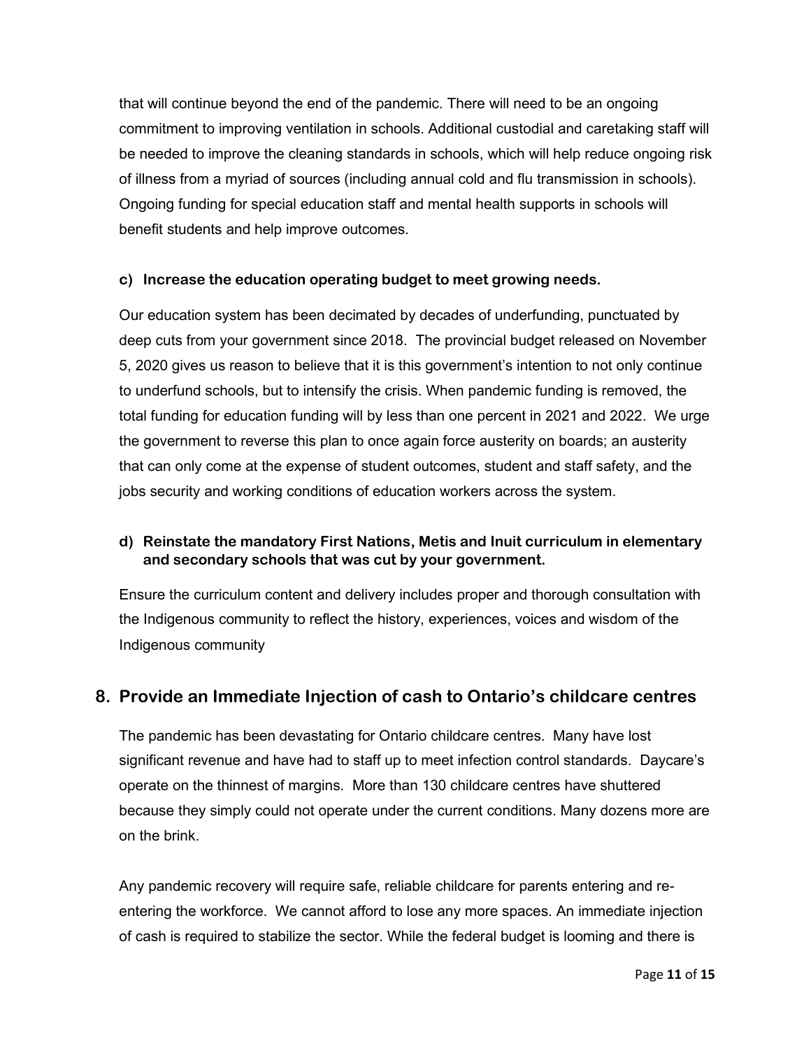that will continue beyond the end of the pandemic. There will need to be an ongoing commitment to improving ventilation in schools. Additional custodial and caretaking staff will be needed to improve the cleaning standards in schools, which will help reduce ongoing risk of illness from a myriad of sources (including annual cold and flu transmission in schools). Ongoing funding for special education staff and mental health supports in schools will benefit students and help improve outcomes.

**c) Increase the education operating budget to meet growing needs.**

Our education system has been decimated by decades of underfunding, punctuated by deep cuts from your government since 2018. The provincial budget released on November 5, 2020 gives us reason to believe that it is this government's intention to not only continue to underfund schools, but to intensify the crisis. When pandemic funding is removed, the total funding for education funding will by less than one percent in 2021 and 2022. We urge the government to reverse this plan to once again force austerity on boards; an austerity that can only come at the expense of student outcomes, student and staff safety, and the jobs security and working conditions of education workers across the system.

**d) Reinstate the mandatory First Nations, Metis and Inuit curriculum in elementary and secondary schools that was cut by your government.**

Ensure the curriculum content and delivery includes proper and thorough consultation with the Indigenous community to reflect the history, experiences, voices and wisdom of the Indigenous community

## 8. Provide an Immediate Injection of cash to Ontario's childcare centres

The pandemic has been devastating for Ontario childcare centres. Many have lost significant revenue and have had to staff up to meet infection control standards. Daycare's operate on the thinnest of margins. More than 130 childcare centres have shuttered because they simply could not operate under the current conditions. Many dozens more are on the brink.

Any pandemic recovery will require safe, reliable childcare for parents entering and re-entering the workforce. We cannot afford to lose any more spaces. An immediate injection of cash is required to stabilize the sector. While the federal budget is looming and there is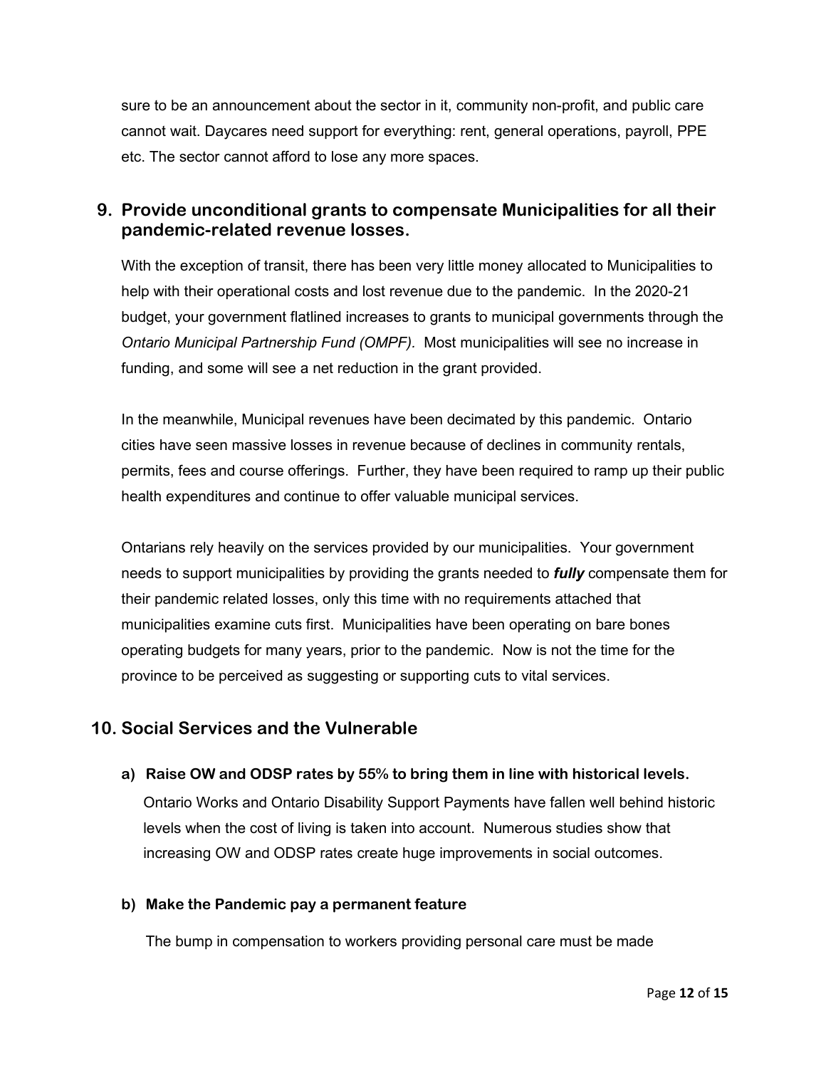sure to be an announcement about the sector in it, community non-profit, and public care cannot wait. Daycares need support for everything: rent, general operations, payroll, PPE etc. The sector cannot afford to lose any more spaces.

## 9. Provide unconditional grants to compensate Municipalities for all their pandemic-related revenue losses.

With the exception of transit, there has been very little money allocated to Municipalities to help with their operational costs and lost revenue due to the pandemic. In the 2020-21 budget, your government flatlined increases to grants to municipal governments through the *Ontario Municipal Partnership Fund (OMPF).* Most municipalities will see no increase in funding, and some will see a net reduction in the grant provided.

In the meanwhile, Municipal revenues have been decimated by this pandemic. Ontario cities have seen massive losses in revenue because of declines in community rentals, permits, fees and course offerings. Further, they have been required to ramp up their public health expenditures and continue to offer valuable municipal services.

Ontarians rely heavily on the services provided by our municipalities. Your government needs to support municipalities by providing the grants needed to ***fully*** compensate them for their pandemic related losses, only this time with no requirements attached that municipalities examine cuts first. Municipalities have been operating on bare bones operating budgets for many years, prior to the pandemic. Now is not the time for the province to be perceived as suggesting or supporting cuts to vital services.

## 10. Social Services and the Vulnerable

### a) Raise OW and ODSP rates by 55% to bring them in line with historical levels.

Ontario Works and Ontario Disability Support Payments have fallen well behind historic levels when the cost of living is taken into account. Numerous studies show that increasing OW and ODSP rates create huge improvements in social outcomes.

### b) Make the Pandemic pay a permanent feature

The bump in compensation to workers providing personal care must be made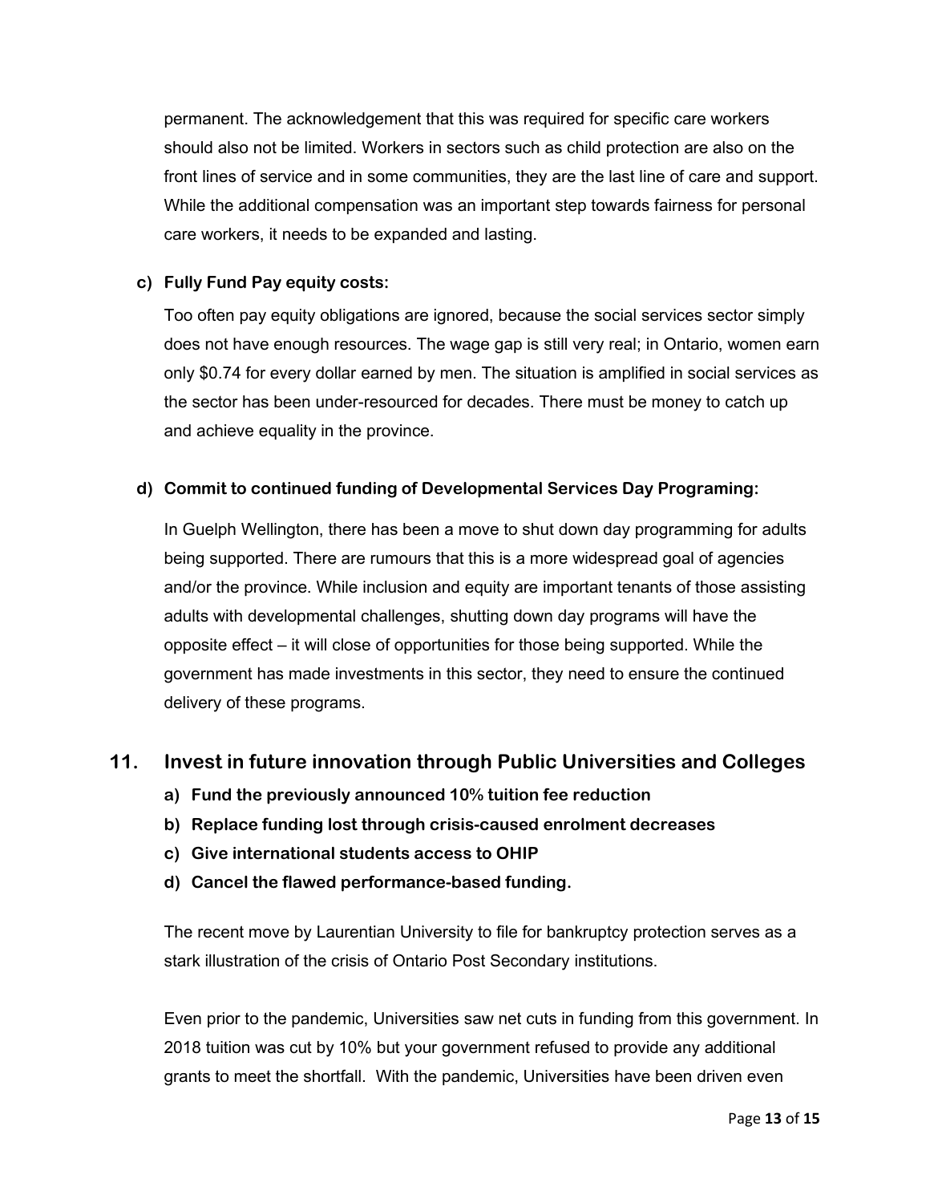permanent. The acknowledgement that this was required for specific care workers should also not be limited. Workers in sectors such as child protection are also on the front lines of service and in some communities, they are the last line of care and support. While the additional compensation was an important step towards fairness for personal care workers, it needs to be expanded and lasting.

**c) Fully Fund Pay equity costs:**

Too often pay equity obligations are ignored, because the social services sector simply does not have enough resources. The wage gap is still very real; in Ontario, women earn only $0.74 for every dollar earned by men. The situation is amplified in social services as the sector has been under-resourced for decades. There must be money to catch up and achieve equality in the province.

**d) Commit to continued funding of Developmental Services Day Programing:**

In Guelph Wellington, there has been a move to shut down day programming for adults being supported. There are rumours that this is a more widespread goal of agencies and/or the province. While inclusion and equity are important tenants of those assisting adults with developmental challenges, shutting down day programs will have the opposite effect – it will close of opportunities for those being supported. While the government has made investments in this sector, they need to ensure the continued delivery of these programs.

## 11. Invest in future innovation through Public Universities and Colleges

**a) Fund the previously announced 10% tuition fee reduction**
**b) Replace funding lost through crisis-caused enrolment decreases**
**c) Give international students access to OHIP**
**d) Cancel the flawed performance-based funding.**

The recent move by Laurentian University to file for bankruptcy protection serves as a stark illustration of the crisis of Ontario Post Secondary institutions.

Even prior to the pandemic, Universities saw net cuts in funding from this government. In 2018 tuition was cut by 10% but your government refused to provide any additional grants to meet the shortfall. With the pandemic, Universities have been driven even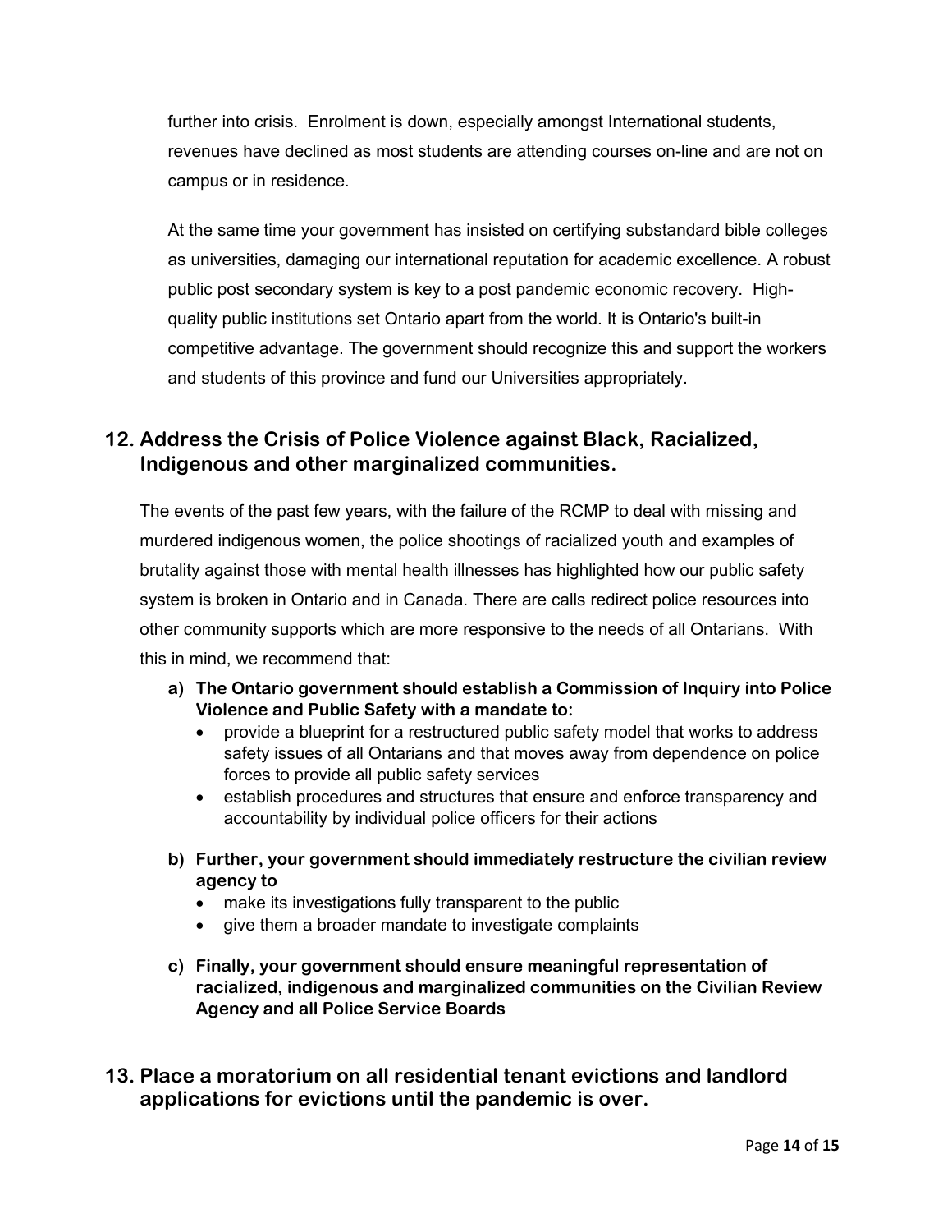further into crisis. Enrolment is down, especially amongst International students, revenues have declined as most students are attending courses on-line and are not on campus or in residence.

At the same time your government has insisted on certifying substandard bible colleges as universities, damaging our international reputation for academic excellence. A robust public post secondary system is key to a post pandemic economic recovery. High-quality public institutions set Ontario apart from the world. It is Ontario's built-in competitive advantage. The government should recognize this and support the workers and students of this province and fund our Universities appropriately.

## 12. Address the Crisis of Police Violence against Black, Racialized, Indigenous and other marginalized communities.

The events of the past few years, with the failure of the RCMP to deal with missing and murdered indigenous women, the police shootings of racialized youth and examples of brutality against those with mental health illnesses has highlighted how our public safety system is broken in Ontario and in Canada. There are calls redirect police resources into other community supports which are more responsive to the needs of all Ontarians. With this in mind, we recommend that:

**a) The Ontario government should establish a Commission of Inquiry into Police Violence and Public Safety with a mandate to:**
- provide a blueprint for a restructured public safety model that works to address safety issues of all Ontarians and that moves away from dependence on police forces to provide all public safety services
- establish procedures and structures that ensure and enforce transparency and accountability by individual police officers for their actions

**b) Further, your government should immediately restructure the civilian review agency to**
- make its investigations fully transparent to the public
- give them a broader mandate to investigate complaints

**c) Finally, your government should ensure meaningful representation of racialized, indigenous and marginalized communities on the Civilian Review Agency and all Police Service Boards**

## 13. Place a moratorium on all residential tenant evictions and landlord applications for evictions until the pandemic is over.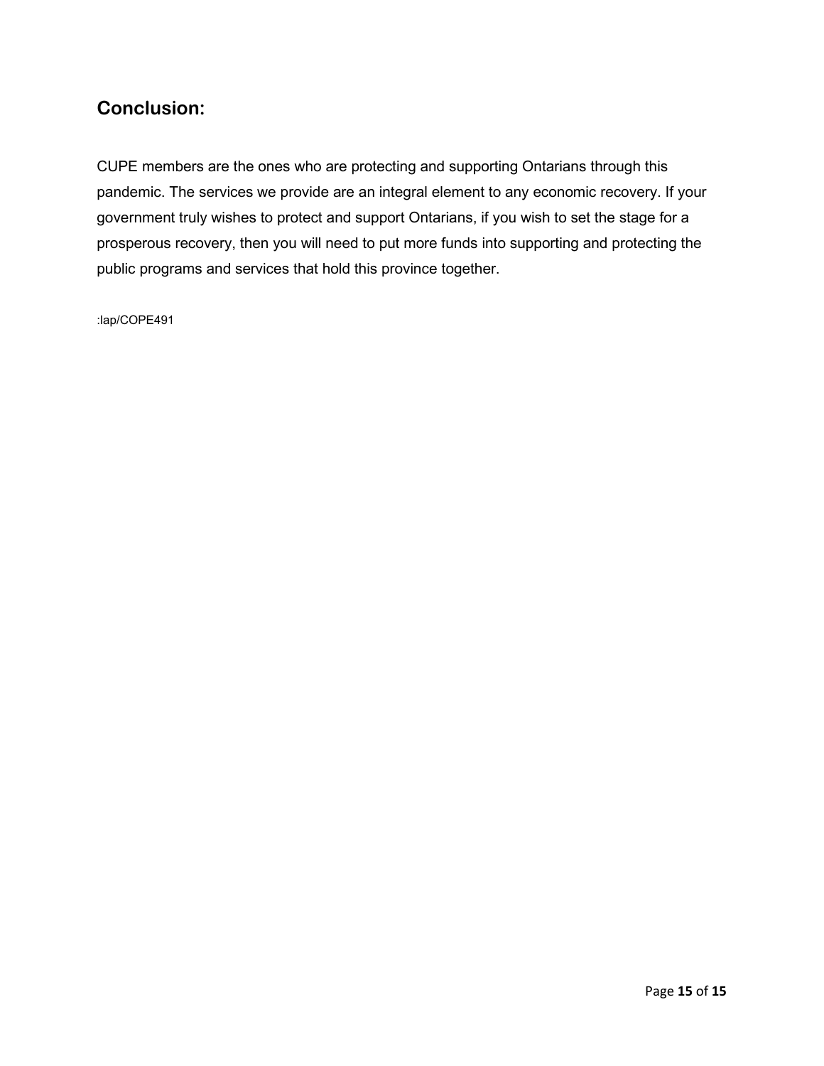## Conclusion:

CUPE members are the ones who are protecting and supporting Ontarians through this pandemic. The services we provide are an integral element to any economic recovery. If your government truly wishes to protect and support Ontarians, if you wish to set the stage for a prosperous recovery, then you will need to put more funds into supporting and protecting the public programs and services that hold this province together.

:lap/COPE491